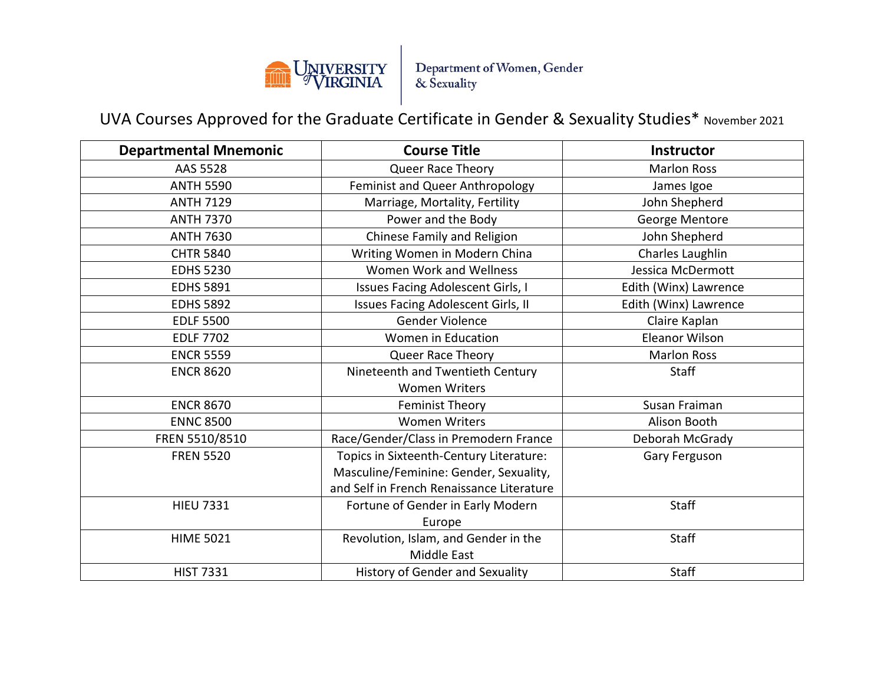University of Virginia | Department of Women, Gender & Sexuality

# UVA Courses Approved for the Graduate Certificate in Gender & Sexuality Studies* November 2021

| Departmental Mnemonic | Course Title | Instructor |
|---|---|---|
| AAS 5528 | Queer Race Theory | Marlon Ross |
| ANTH 5590 | Feminist and Queer Anthropology | James Igoe |
| ANTH 7129 | Marriage, Mortality, Fertility | John Shepherd |
| ANTH 7370 | Power and the Body | George Mentore |
| ANTH 7630 | Chinese Family and Religion | John Shepherd |
| CHTR 5840 | Writing Women in Modern China | Charles Laughlin |
| EDHS 5230 | Women Work and Wellness | Jessica McDermott |
| EDHS 5891 | Issues Facing Adolescent Girls, I | Edith (Winx) Lawrence |
| EDHS 5892 | Issues Facing Adolescent Girls, II | Edith (Winx) Lawrence |
| EDLF 5500 | Gender Violence | Claire Kaplan |
| EDLF 7702 | Women in Education | Eleanor Wilson |
| ENCR 5559 | Queer Race Theory | Marlon Ross |
| ENCR 8620 | Nineteenth and Twentieth Century Women Writers | Staff |
| ENCR 8670 | Feminist Theory | Susan Fraiman |
| ENNC 8500 | Women Writers | Alison Booth |
| FREN 5510/8510 | Race/Gender/Class in Premodern France | Deborah McGrady |
| FREN 5520 | Topics in Sixteenth-Century Literature: Masculine/Feminine: Gender, Sexuality, and Self in French Renaissance Literature | Gary Ferguson |
| HIEU 7331 | Fortune of Gender in Early Modern Europe | Staff |
| HIME 5021 | Revolution, Islam, and Gender in the Middle East | Staff |
| HIST 7331 | History of Gender and Sexuality | Staff |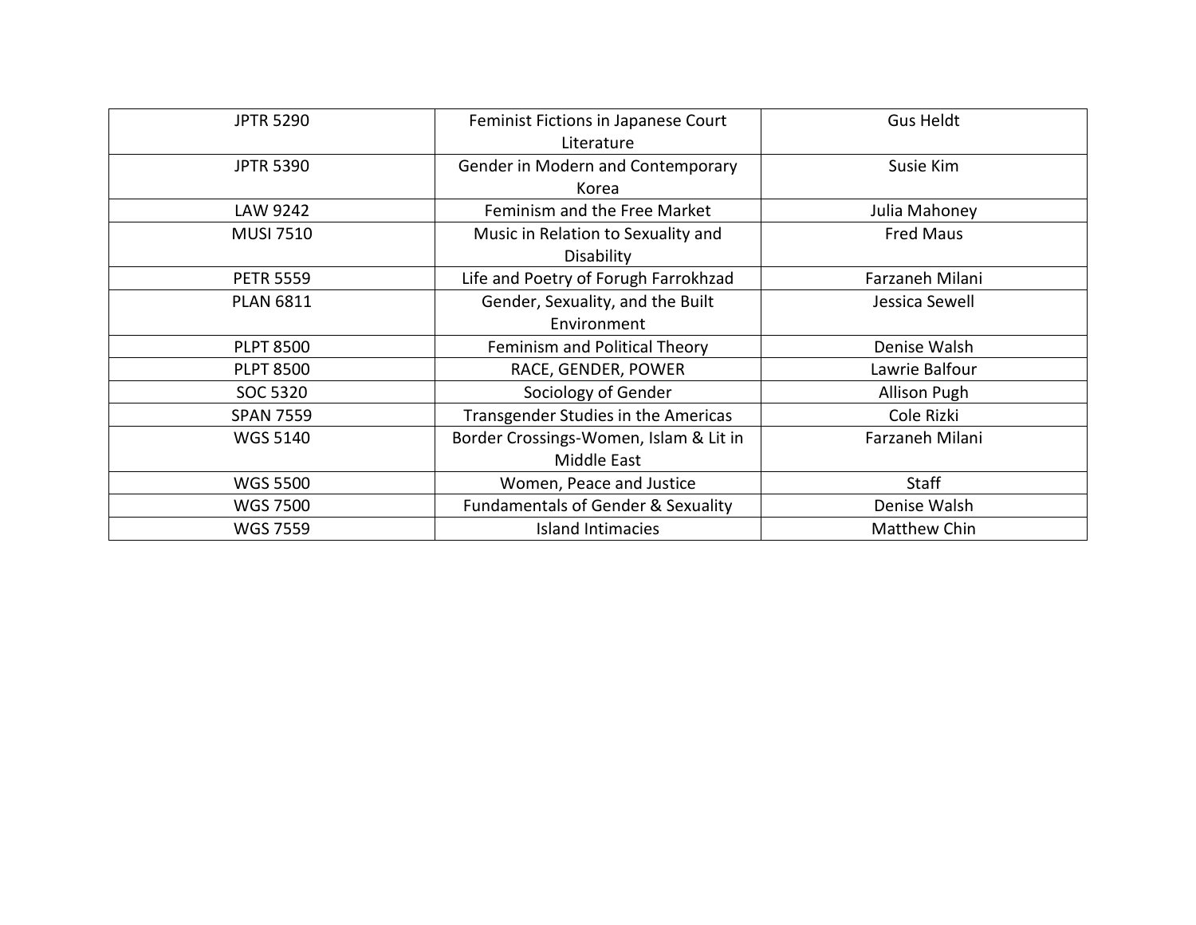| | | |
|---|---|---|
| JPTR 5290 | Feminist Fictions in Japanese Court Literature | Gus Heldt |
| JPTR 5390 | Gender in Modern and Contemporary Korea | Susie Kim |
| LAW 9242 | Feminism and the Free Market | Julia Mahoney |
| MUSI 7510 | Music in Relation to Sexuality and Disability | Fred Maus |
| PETR 5559 | Life and Poetry of Forugh Farrokhzad | Farzaneh Milani |
| PLAN 6811 | Gender, Sexuality, and the Built Environment | Jessica Sewell |
| PLPT 8500 | Feminism and Political Theory | Denise Walsh |
| PLPT 8500 | RACE, GENDER, POWER | Lawrie Balfour |
| SOC 5320 | Sociology of Gender | Allison Pugh |
| SPAN 7559 | Transgender Studies in the Americas | Cole Rizki |
| WGS 5140 | Border Crossings-Women, Islam & Lit in Middle East | Farzaneh Milani |
| WGS 5500 | Women, Peace and Justice | Staff |
| WGS 7500 | Fundamentals of Gender & Sexuality | Denise Walsh |
| WGS 7559 | Island Intimacies | Matthew Chin |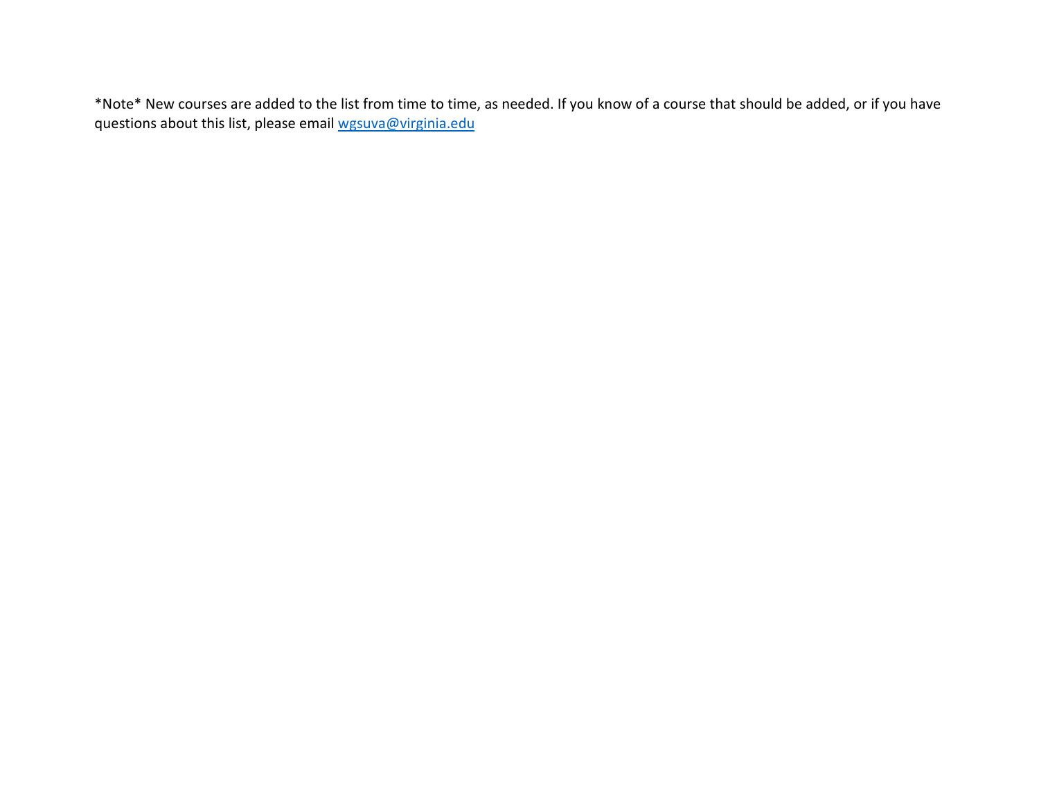*Note* New courses are added to the list from time to time, as needed. If you know of a course that should be added, or if you have questions about this list, please email [wgsuva@virginia.edu](mailto:wgsuva@virginia.edu)